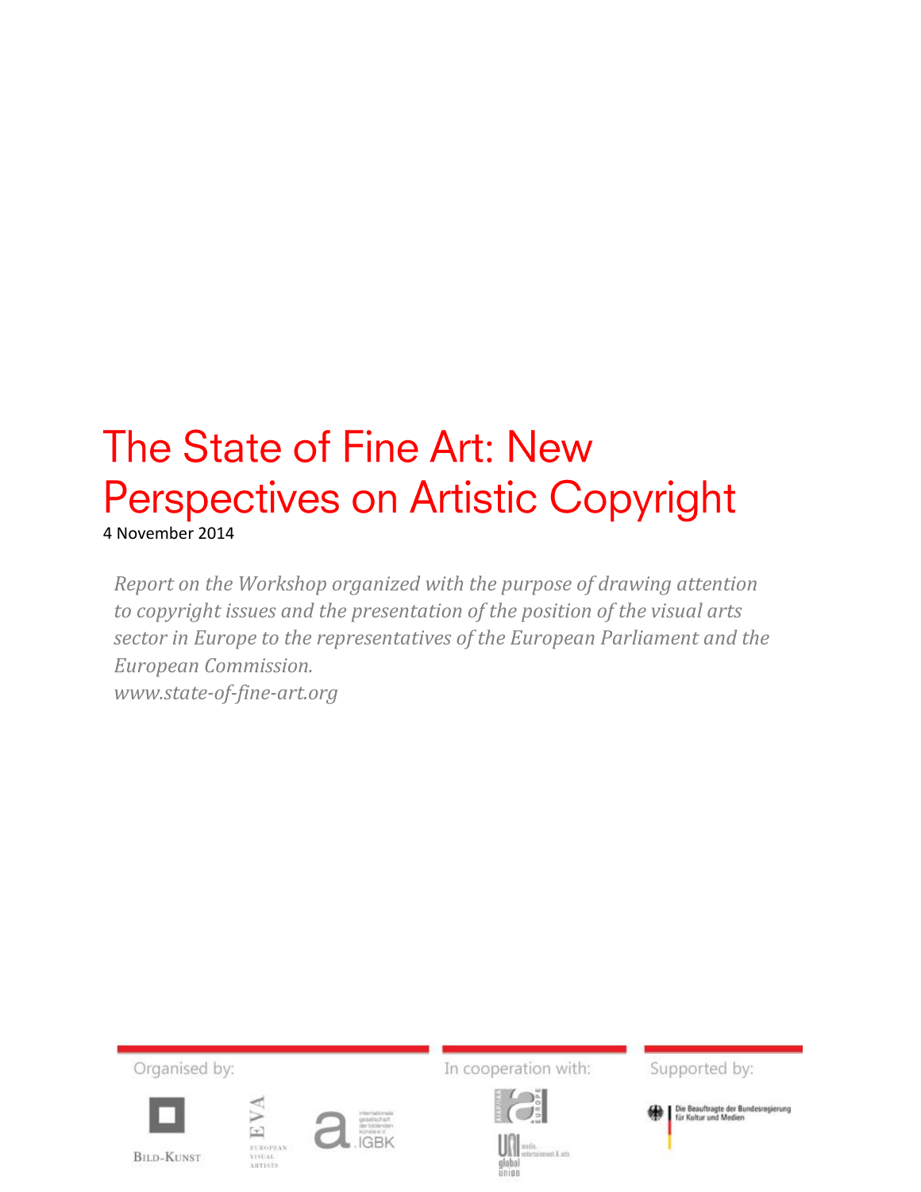# The State of Fine Art: New Perspectives on Artistic Copyright

4 November 2014

*Report on the Workshop organized with the purpose of drawing attention to copyright issues and the presentation of the position of the visual arts sector in Europe to the representatives of the European Parliament and the European Commission.*
*www.state-of-fine-art.org*

Organised by: Bild-Kunst, EVA European Visual Artists, IGBK

In cooperation with: FIA/FIM/UNI Europe, UNI MEI global union

Supported by: Die Beauftragte der Bundesregierung für Kultur und Medien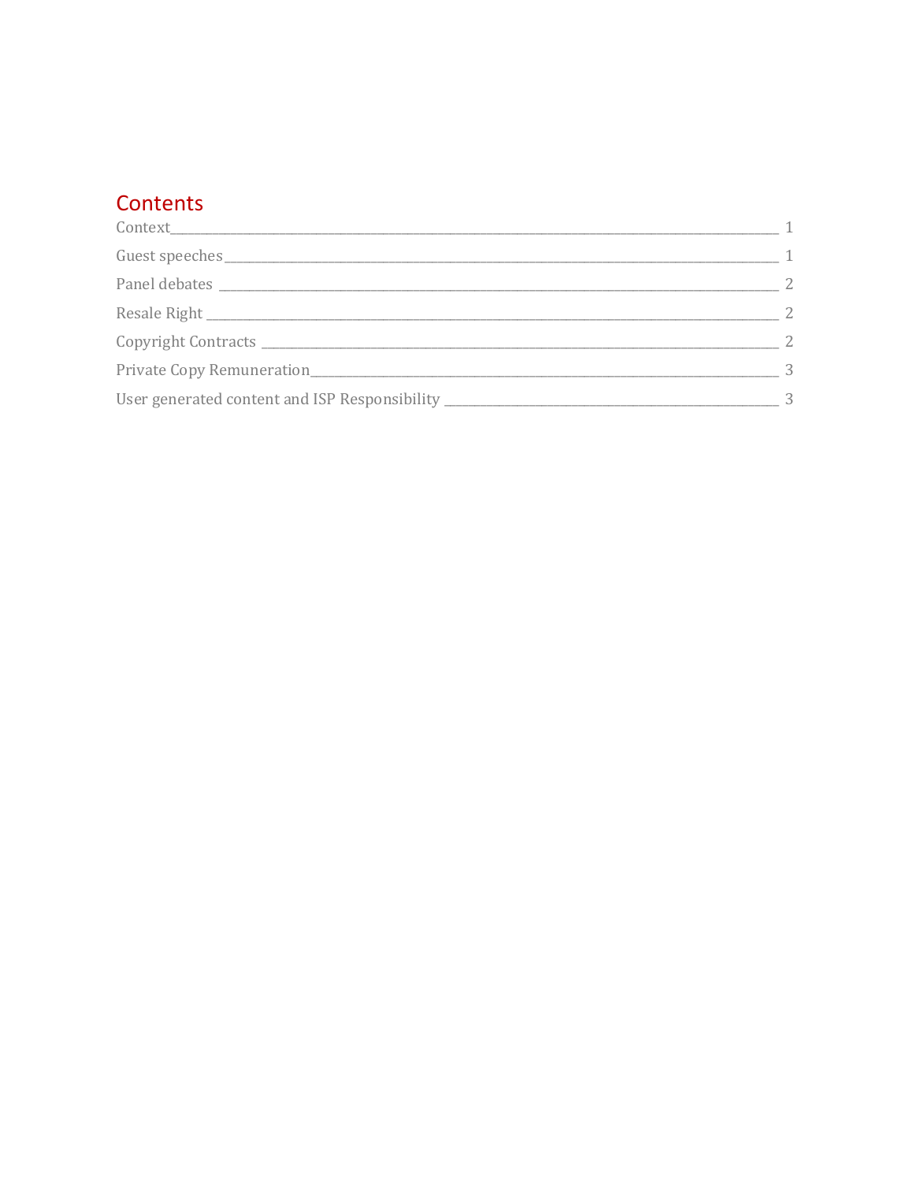# Contents

Context ........ 1

Guest speeches ........ 1

Panel debates ........ 2

Resale Right ........ 2

Copyright Contracts ........ 2

Private Copy Remuneration ........ 3

User generated content and ISP Responsibility ........ 3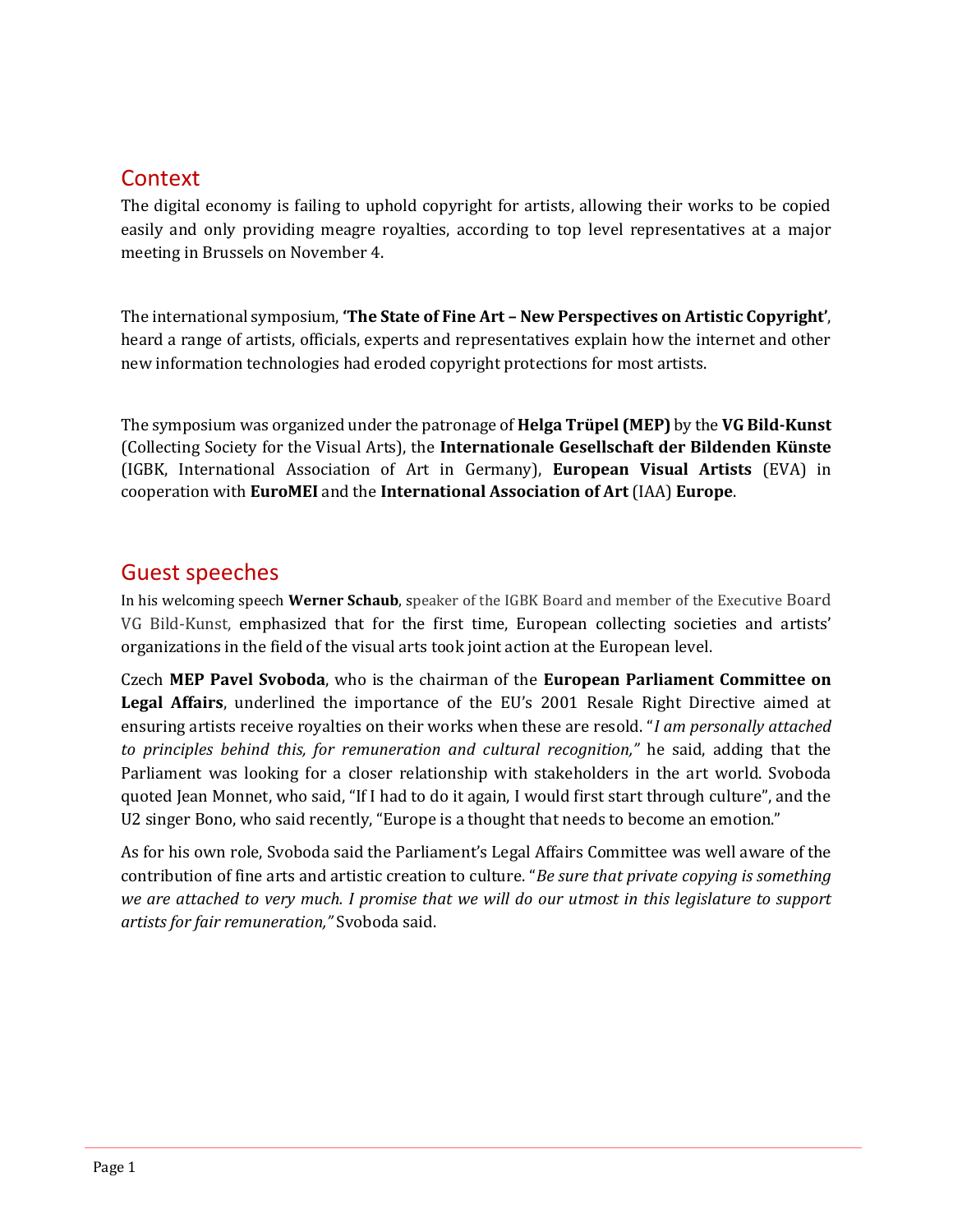## Context

The digital economy is failing to uphold copyright for artists, allowing their works to be copied easily and only providing meagre royalties, according to top level representatives at a major meeting in Brussels on November 4.

The international symposium, **'The State of Fine Art – New Perspectives on Artistic Copyright'**, heard a range of artists, officials, experts and representatives explain how the internet and other new information technologies had eroded copyright protections for most artists.

The symposium was organized under the patronage of **Helga Trüpel (MEP)** by the **VG Bild-Kunst** (Collecting Society for the Visual Arts), the **Internationale Gesellschaft der Bildenden Künste** (IGBK, International Association of Art in Germany), **European Visual Artists** (EVA) in cooperation with **EuroMEI** and the **International Association of Art** (IAA) **Europe**.

## Guest speeches

In his welcoming speech **Werner Schaub**, speaker of the IGBK Board and member of the Executive Board VG Bild-Kunst, emphasized that for the first time, European collecting societies and artists' organizations in the field of the visual arts took joint action at the European level.

Czech **MEP Pavel Svoboda**, who is the chairman of the **European Parliament Committee on Legal Affairs**, underlined the importance of the EU's 2001 Resale Right Directive aimed at ensuring artists receive royalties on their works when these are resold. "*I am personally attached to principles behind this, for remuneration and cultural recognition,"* he said, adding that the Parliament was looking for a closer relationship with stakeholders in the art world. Svoboda quoted Jean Monnet, who said, "If I had to do it again, I would first start through culture", and the U2 singer Bono, who said recently, "Europe is a thought that needs to become an emotion."

As for his own role, Svoboda said the Parliament's Legal Affairs Committee was well aware of the contribution of fine arts and artistic creation to culture. "*Be sure that private copying is something we are attached to very much. I promise that we will do our utmost in this legislature to support artists for fair remuneration,"* Svoboda said.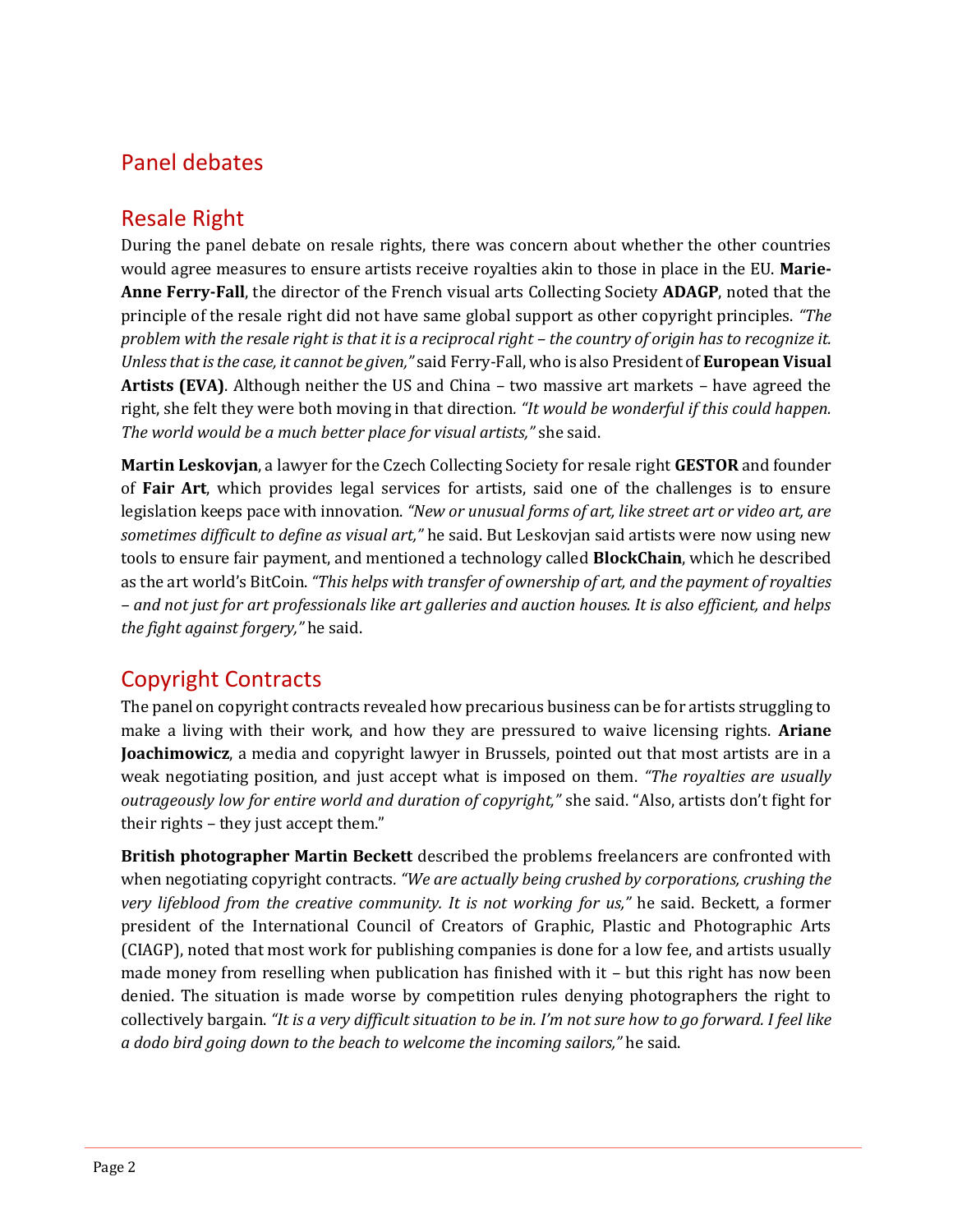# Panel debates

## Resale Right

During the panel debate on resale rights, there was concern about whether the other countries would agree measures to ensure artists receive royalties akin to those in place in the EU. **Marie-Anne Ferry-Fall**, the director of the French visual arts Collecting Society **ADAGP**, noted that the principle of the resale right did not have same global support as other copyright principles. *"The problem with the resale right is that it is a reciprocal right – the country of origin has to recognize it. Unless that is the case, it cannot be given,"* said Ferry-Fall, who is also President of **European Visual Artists (EVA)**. Although neither the US and China – two massive art markets – have agreed the right, she felt they were both moving in that direction. *"It would be wonderful if this could happen. The world would be a much better place for visual artists,"* she said.

**Martin Leskovjan**, a lawyer for the Czech Collecting Society for resale right **GESTOR** and founder of **Fair Art**, which provides legal services for artists, said one of the challenges is to ensure legislation keeps pace with innovation. *"New or unusual forms of art, like street art or video art, are sometimes difficult to define as visual art,"* he said. But Leskovjan said artists were now using new tools to ensure fair payment, and mentioned a technology called **BlockChain**, which he described as the art world's BitCoin. *"This helps with transfer of ownership of art, and the payment of royalties – and not just for art professionals like art galleries and auction houses. It is also efficient, and helps the fight against forgery,"* he said.

## Copyright Contracts

The panel on copyright contracts revealed how precarious business can be for artists struggling to make a living with their work, and how they are pressured to waive licensing rights. **Ariane Joachimowicz**, a media and copyright lawyer in Brussels, pointed out that most artists are in a weak negotiating position, and just accept what is imposed on them. *"The royalties are usually outrageously low for entire world and duration of copyright,"* she said. "Also, artists don't fight for their rights – they just accept them."

**British photographer Martin Beckett** described the problems freelancers are confronted with when negotiating copyright contracts. *"We are actually being crushed by corporations, crushing the very lifeblood from the creative community. It is not working for us,"* he said. Beckett, a former president of the International Council of Creators of Graphic, Plastic and Photographic Arts (CIAGP), noted that most work for publishing companies is done for a low fee, and artists usually made money from reselling when publication has finished with it – but this right has now been denied. The situation is made worse by competition rules denying photographers the right to collectively bargain. *"It is a very difficult situation to be in. I'm not sure how to go forward. I feel like a dodo bird going down to the beach to welcome the incoming sailors,"* he said.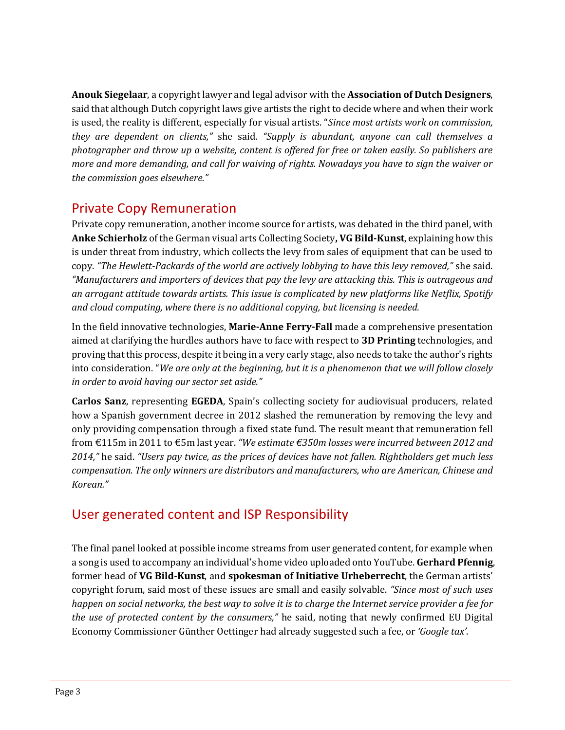**Anouk Siegelaar**, a copyright lawyer and legal advisor with the **Association of Dutch Designers**, said that although Dutch copyright laws give artists the right to decide where and when their work is used, the reality is different, especially for visual artists. "*Since most artists work on commission, they are dependent on clients,"* she said. *"Supply is abundant, anyone can call themselves a photographer and throw up a website, content is offered for free or taken easily. So publishers are more and more demanding, and call for waiving of rights. Nowadays you have to sign the waiver or the commission goes elsewhere."*

## Private Copy Remuneration

Private copy remuneration, another income source for artists, was debated in the third panel, with **Anke Schierholz** of the German visual arts Collecting Society**, VG Bild-Kunst**, explaining how this is under threat from industry, which collects the levy from sales of equipment that can be used to copy. *"The Hewlett-Packards of the world are actively lobbying to have this levy removed,"* she said. *"Manufacturers and importers of devices that pay the levy are attacking this. This is outrageous and an arrogant attitude towards artists. This issue is complicated by new platforms like Netflix, Spotify and cloud computing, where there is no additional copying, but licensing is needed.*

In the field innovative technologies, **Marie-Anne Ferry-Fall** made a comprehensive presentation aimed at clarifying the hurdles authors have to face with respect to **3D Printing** technologies, and proving that this process, despite it being in a very early stage, also needs to take the author's rights into consideration. "*We are only at the beginning, but it is a phenomenon that we will follow closely in order to avoid having our sector set aside."*

**Carlos Sanz**, representing **EGEDA**, Spain's collecting society for audiovisual producers, related how a Spanish government decree in 2012 slashed the remuneration by removing the levy and only providing compensation through a fixed state fund. The result meant that remuneration fell from €115m in 2011 to €5m last year. *"We estimate €350m losses were incurred between 2012 and 2014,"* he said. *"Users pay twice, as the prices of devices have not fallen. Rightholders get much less compensation. The only winners are distributors and manufacturers, who are American, Chinese and Korean."*

## User generated content and ISP Responsibility

The final panel looked at possible income streams from user generated content, for example when a song is used to accompany an individual's home video uploaded onto YouTube. **Gerhard Pfennig**, former head of **VG Bild-Kunst**, and **spokesman of Initiative Urheberrecht**, the German artists' copyright forum, said most of these issues are small and easily solvable. *"Since most of such uses happen on social networks, the best way to solve it is to charge the Internet service provider a fee for the use of protected content by the consumers,"* he said, noting that newly confirmed EU Digital Economy Commissioner Günther Oettinger had already suggested such a fee, or *'Google tax'*.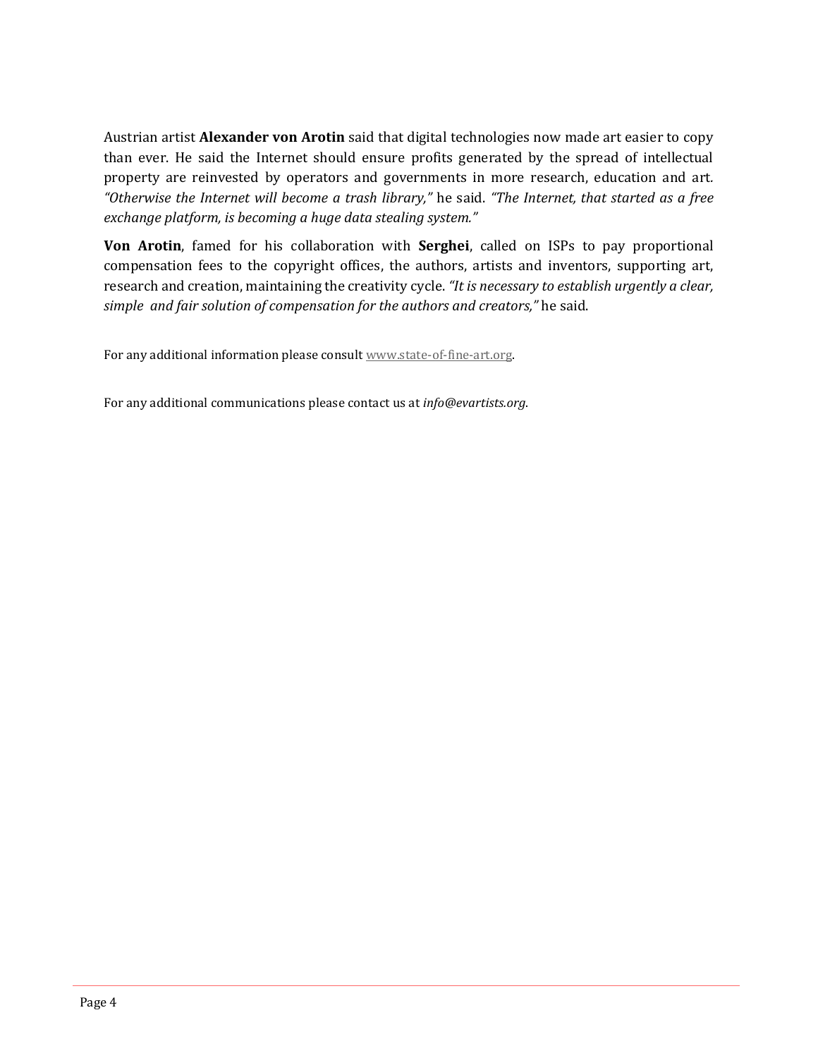Austrian artist **Alexander von Arotin** said that digital technologies now made art easier to copy than ever. He said the Internet should ensure profits generated by the spread of intellectual property are reinvested by operators and governments in more research, education and art. *"Otherwise the Internet will become a trash library,"* he said. *"The Internet, that started as a free exchange platform, is becoming a huge data stealing system."*

**Von Arotin**, famed for his collaboration with **Serghei**, called on ISPs to pay proportional compensation fees to the copyright offices, the authors, artists and inventors, supporting art, research and creation, maintaining the creativity cycle. *"It is necessary to establish urgently a clear, simple and fair solution of compensation for the authors and creators,"* he said.

For any additional information please consult [www.state-of-fine-art.org](www.state-of-fine-art.org).

For any additional communications please contact us at *info@evartists.org*.